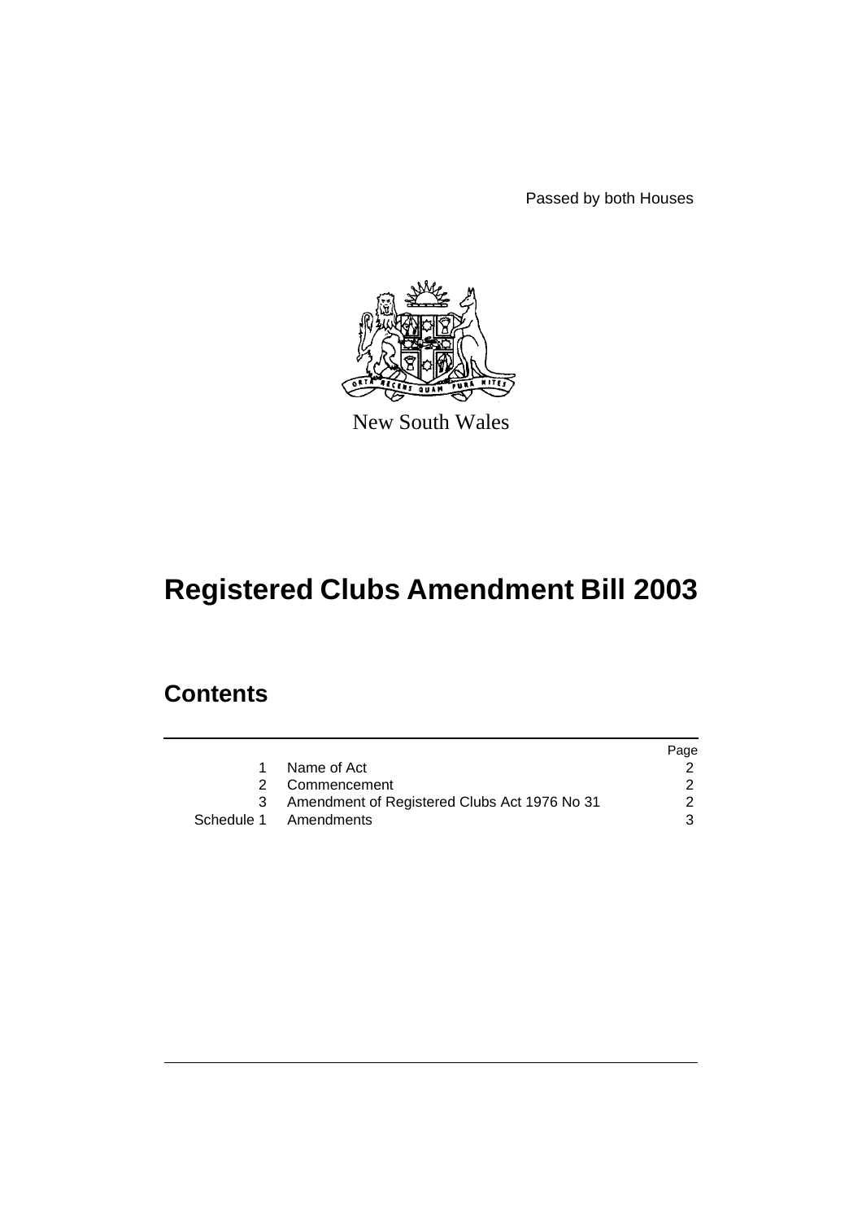Passed by both Houses

New South Wales

# Registered Clubs Amendment Bill 2003

## Contents

| | | Page |
|---|---|---|
| 1 | Name of Act | 2 |
| 2 | Commencement | 2 |
| 3 | Amendment of Registered Clubs Act 1976 No 31 | 2 |
| Schedule 1 | Amendments | 3 |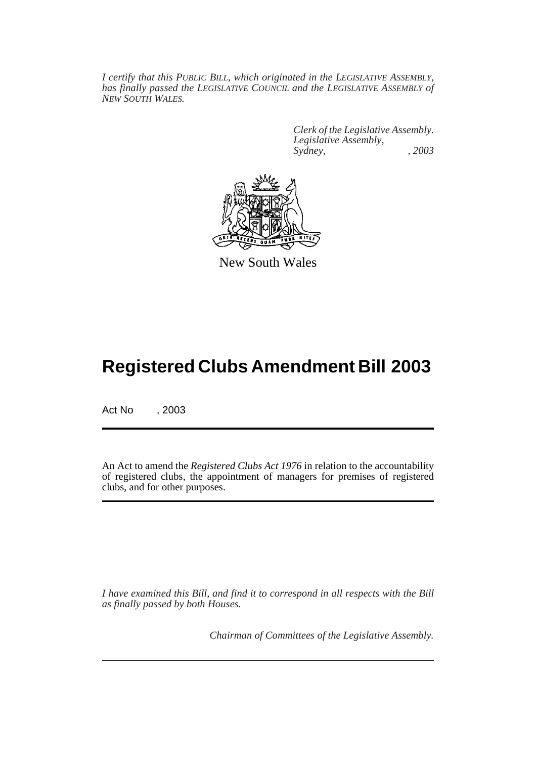*I certify that this PUBLIC BILL, which originated in the LEGISLATIVE ASSEMBLY, has finally passed the LEGISLATIVE COUNCIL and the LEGISLATIVE ASSEMBLY of NEW SOUTH WALES.*

*Clerk of the Legislative Assembly.*
*Legislative Assembly,*
*Sydney, , 2003*

New South Wales

# Registered Clubs Amendment Bill 2003

Act No , 2003

An Act to amend the *Registered Clubs Act 1976* in relation to the accountability of registered clubs, the appointment of managers for premises of registered clubs, and for other purposes.

*I have examined this Bill, and find it to correspond in all respects with the Bill as finally passed by both Houses.*

*Chairman of Committees of the Legislative Assembly.*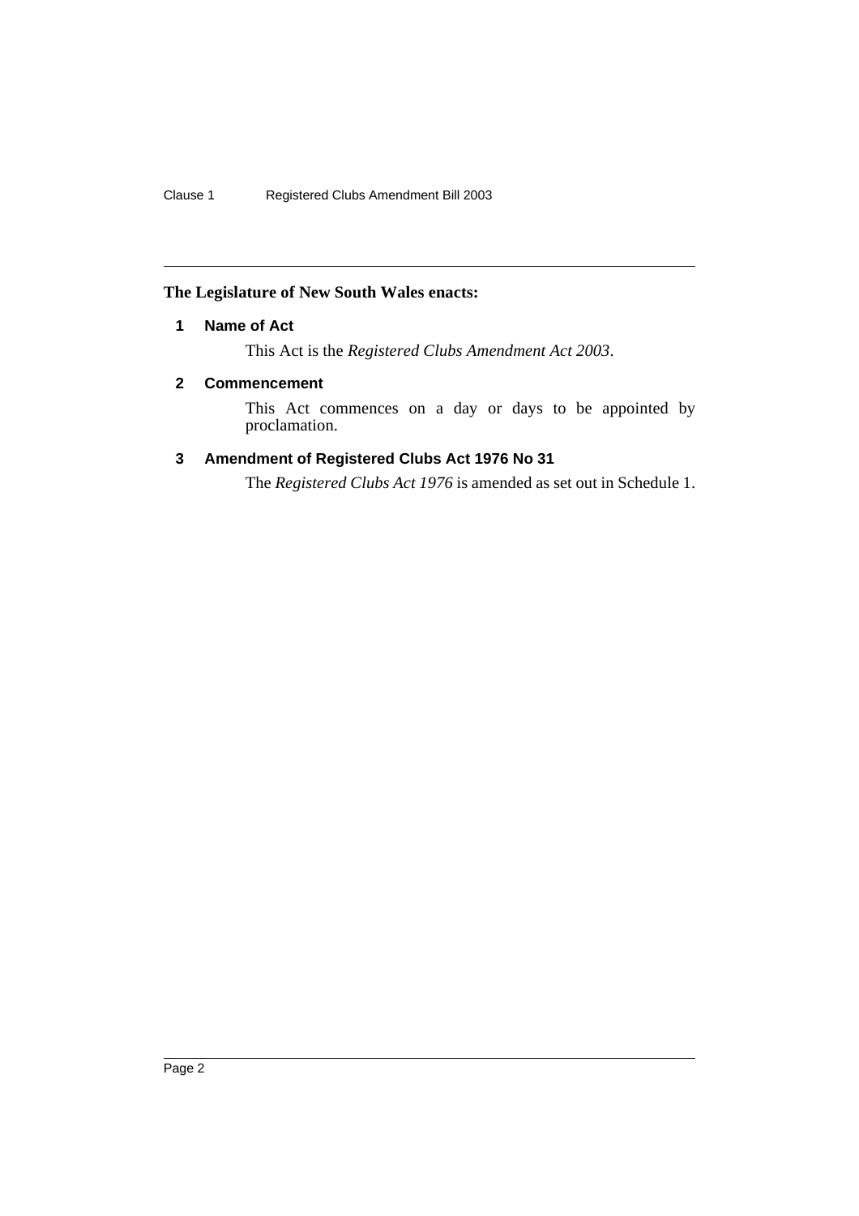**The Legislature of New South Wales enacts:**

## 1 Name of Act

This Act is the *Registered Clubs Amendment Act 2003*.

## 2 Commencement

This Act commences on a day or days to be appointed by proclamation.

## 3 Amendment of Registered Clubs Act 1976 No 31

The *Registered Clubs Act 1976* is amended as set out in Schedule 1.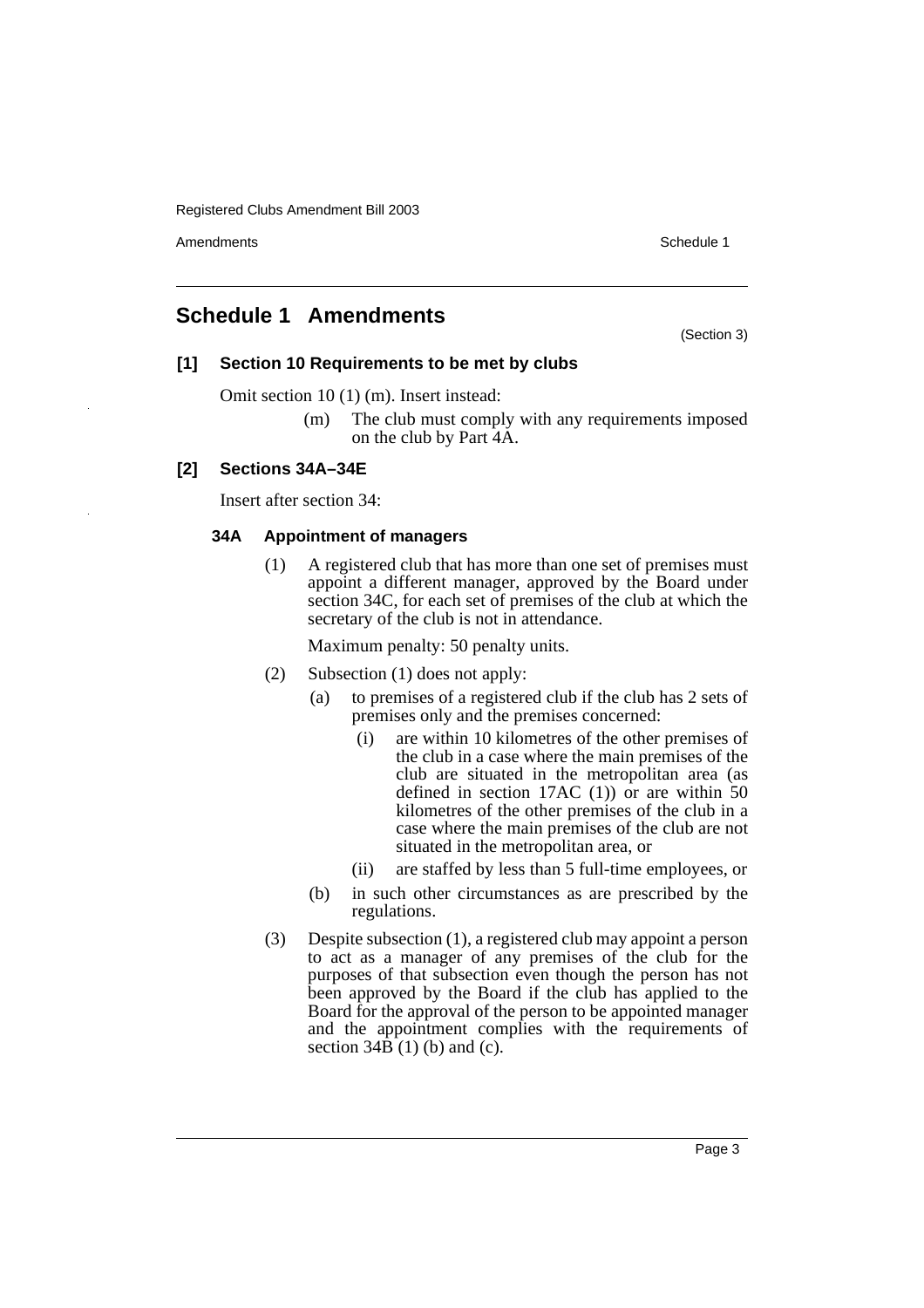# Schedule 1 Amendments

(Section 3)

## [1] Section 10 Requirements to be met by clubs

Omit section 10 (1) (m). Insert instead:

> (m) The club must comply with any requirements imposed on the club by Part 4A.

## [2] Sections 34A–34E

Insert after section 34:

### 34A Appointment of managers

(1) A registered club that has more than one set of premises must appoint a different manager, approved by the Board under section 34C, for each set of premises of the club at which the secretary of the club is not in attendance.

Maximum penalty: 50 penalty units.

(2) Subsection (1) does not apply:

- (a) to premises of a registered club if the club has 2 sets of premises only and the premises concerned:
  - (i) are within 10 kilometres of the other premises of the club in a case where the main premises of the club are situated in the metropolitan area (as defined in section 17AC (1)) or are within 50 kilometres of the other premises of the club in a case where the main premises of the club are not situated in the metropolitan area, or
  - (ii) are staffed by less than 5 full-time employees, or
- (b) in such other circumstances as are prescribed by the regulations.

(3) Despite subsection (1), a registered club may appoint a person to act as a manager of any premises of the club for the purposes of that subsection even though the person has not been approved by the Board if the club has applied to the Board for the approval of the person to be appointed manager and the appointment complies with the requirements of section 34B (1) (b) and (c).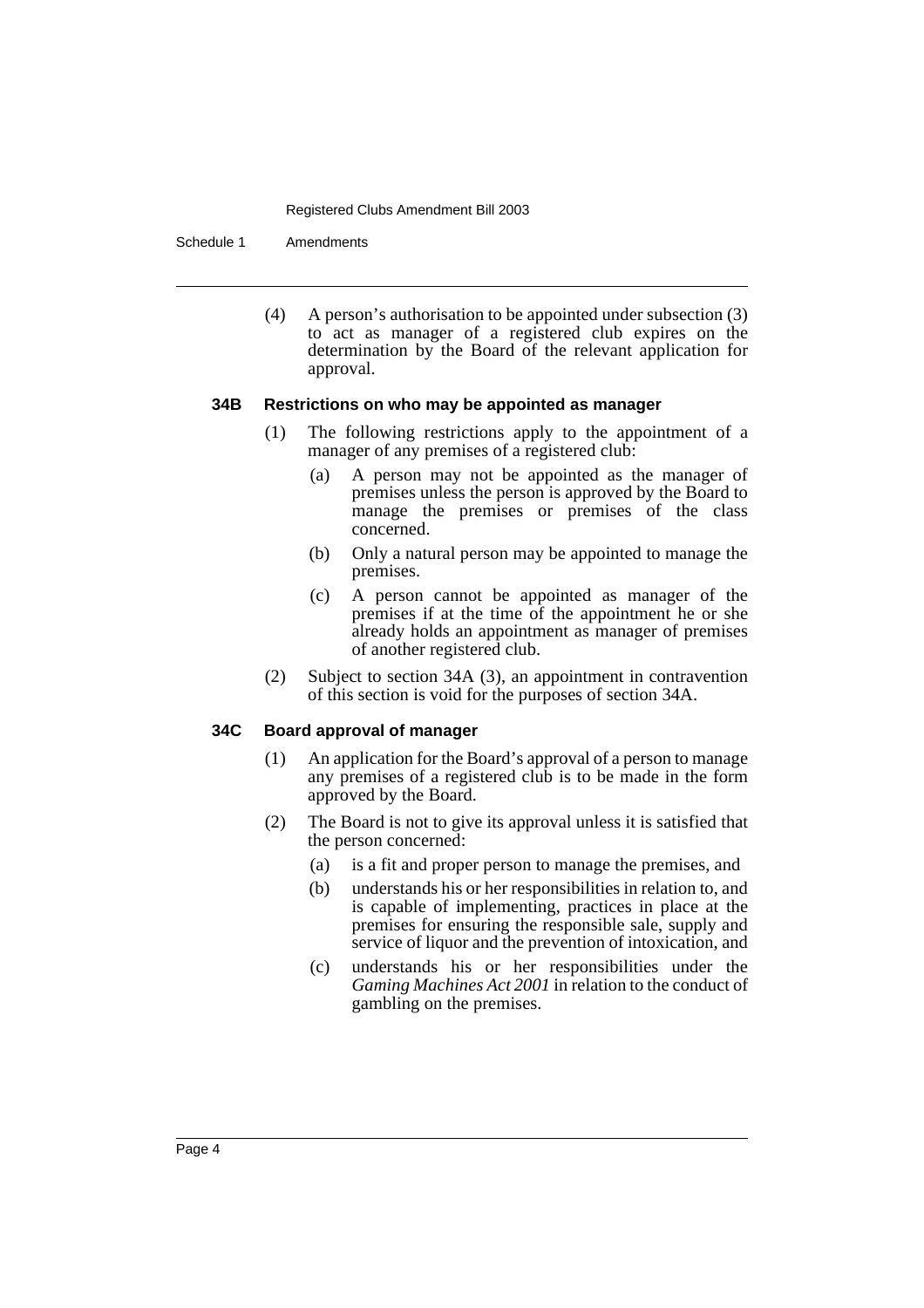(4) A person's authorisation to be appointed under subsection (3) to act as manager of a registered club expires on the determination by the Board of the relevant application for approval.

### 34B Restrictions on who may be appointed as manager

(1) The following restrictions apply to the appointment of a manager of any premises of a registered club:

(a) A person may not be appointed as the manager of premises unless the person is approved by the Board to manage the premises or premises of the class concerned.

(b) Only a natural person may be appointed to manage the premises.

(c) A person cannot be appointed as manager of the premises if at the time of the appointment he or she already holds an appointment as manager of premises of another registered club.

(2) Subject to section 34A (3), an appointment in contravention of this section is void for the purposes of section 34A.

### 34C Board approval of manager

(1) An application for the Board's approval of a person to manage any premises of a registered club is to be made in the form approved by the Board.

(2) The Board is not to give its approval unless it is satisfied that the person concerned:

(a) is a fit and proper person to manage the premises, and

(b) understands his or her responsibilities in relation to, and is capable of implementing, practices in place at the premises for ensuring the responsible sale, supply and service of liquor and the prevention of intoxication, and

(c) understands his or her responsibilities under the *Gaming Machines Act 2001* in relation to the conduct of gambling on the premises.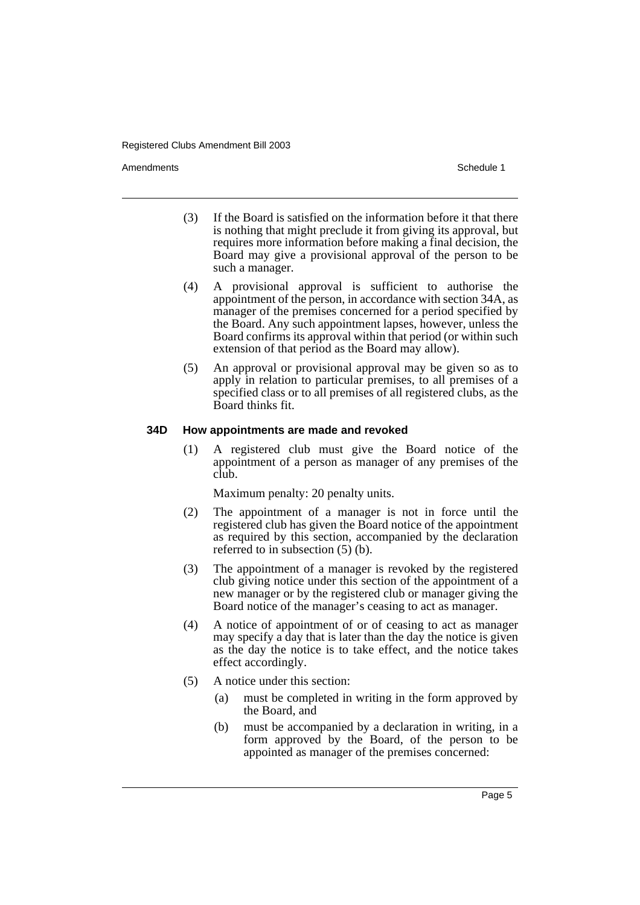(3) If the Board is satisfied on the information before it that there is nothing that might preclude it from giving its approval, but requires more information before making a final decision, the Board may give a provisional approval of the person to be such a manager.

(4) A provisional approval is sufficient to authorise the appointment of the person, in accordance with section 34A, as manager of the premises concerned for a period specified by the Board. Any such appointment lapses, however, unless the Board confirms its approval within that period (or within such extension of that period as the Board may allow).

(5) An approval or provisional approval may be given so as to apply in relation to particular premises, to all premises of a specified class or to all premises of all registered clubs, as the Board thinks fit.

**34D How appointments are made and revoked**

(1) A registered club must give the Board notice of the appointment of a person as manager of any premises of the club.

Maximum penalty: 20 penalty units.

(2) The appointment of a manager is not in force until the registered club has given the Board notice of the appointment as required by this section, accompanied by the declaration referred to in subsection (5) (b).

(3) The appointment of a manager is revoked by the registered club giving notice under this section of the appointment of a new manager or by the registered club or manager giving the Board notice of the manager's ceasing to act as manager.

(4) A notice of appointment of or of ceasing to act as manager may specify a day that is later than the day the notice is given as the day the notice is to take effect, and the notice takes effect accordingly.

(5) A notice under this section:

(a) must be completed in writing in the form approved by the Board, and

(b) must be accompanied by a declaration in writing, in a form approved by the Board, of the person to be appointed as manager of the premises concerned: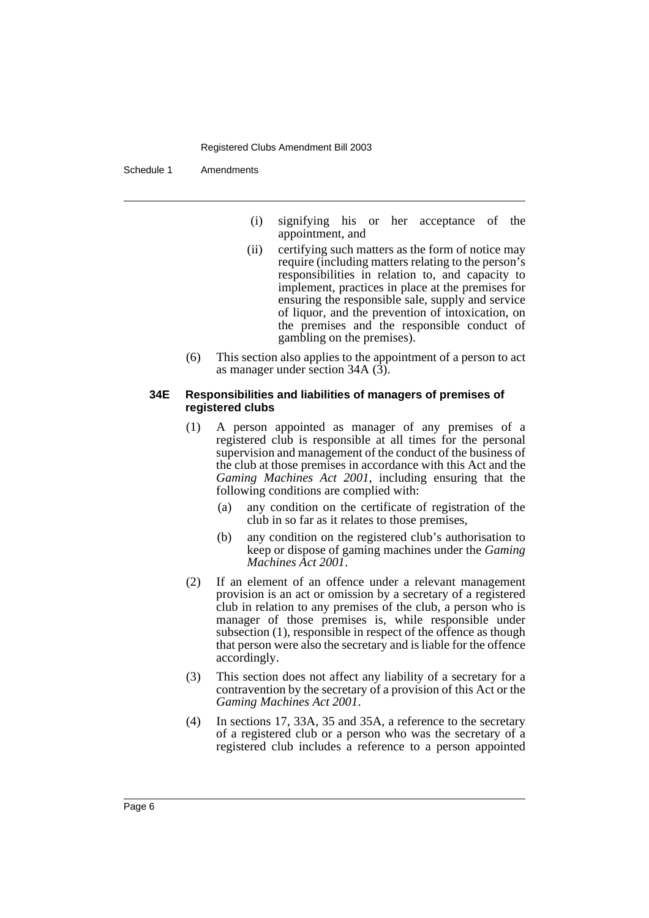(i) signifying his or her acceptance of the appointment, and

(ii) certifying such matters as the form of notice may require (including matters relating to the person's responsibilities in relation to, and capacity to implement, practices in place at the premises for ensuring the responsible sale, supply and service of liquor, and the prevention of intoxication, on the premises and the responsible conduct of gambling on the premises).

(6) This section also applies to the appointment of a person to act as manager under section 34A (3).

#### 34E Responsibilities and liabilities of managers of premises of registered clubs

(1) A person appointed as manager of any premises of a registered club is responsible at all times for the personal supervision and management of the conduct of the business of the club at those premises in accordance with this Act and the *Gaming Machines Act 2001*, including ensuring that the following conditions are complied with:

(a) any condition on the certificate of registration of the club in so far as it relates to those premises,

(b) any condition on the registered club's authorisation to keep or dispose of gaming machines under the *Gaming Machines Act 2001*.

(2) If an element of an offence under a relevant management provision is an act or omission by a secretary of a registered club in relation to any premises of the club, a person who is manager of those premises is, while responsible under subsection (1), responsible in respect of the offence as though that person were also the secretary and is liable for the offence accordingly.

(3) This section does not affect any liability of a secretary for a contravention by the secretary of a provision of this Act or the *Gaming Machines Act 2001*.

(4) In sections 17, 33A, 35 and 35A, a reference to the secretary of a registered club or a person who was the secretary of a registered club includes a reference to a person appointed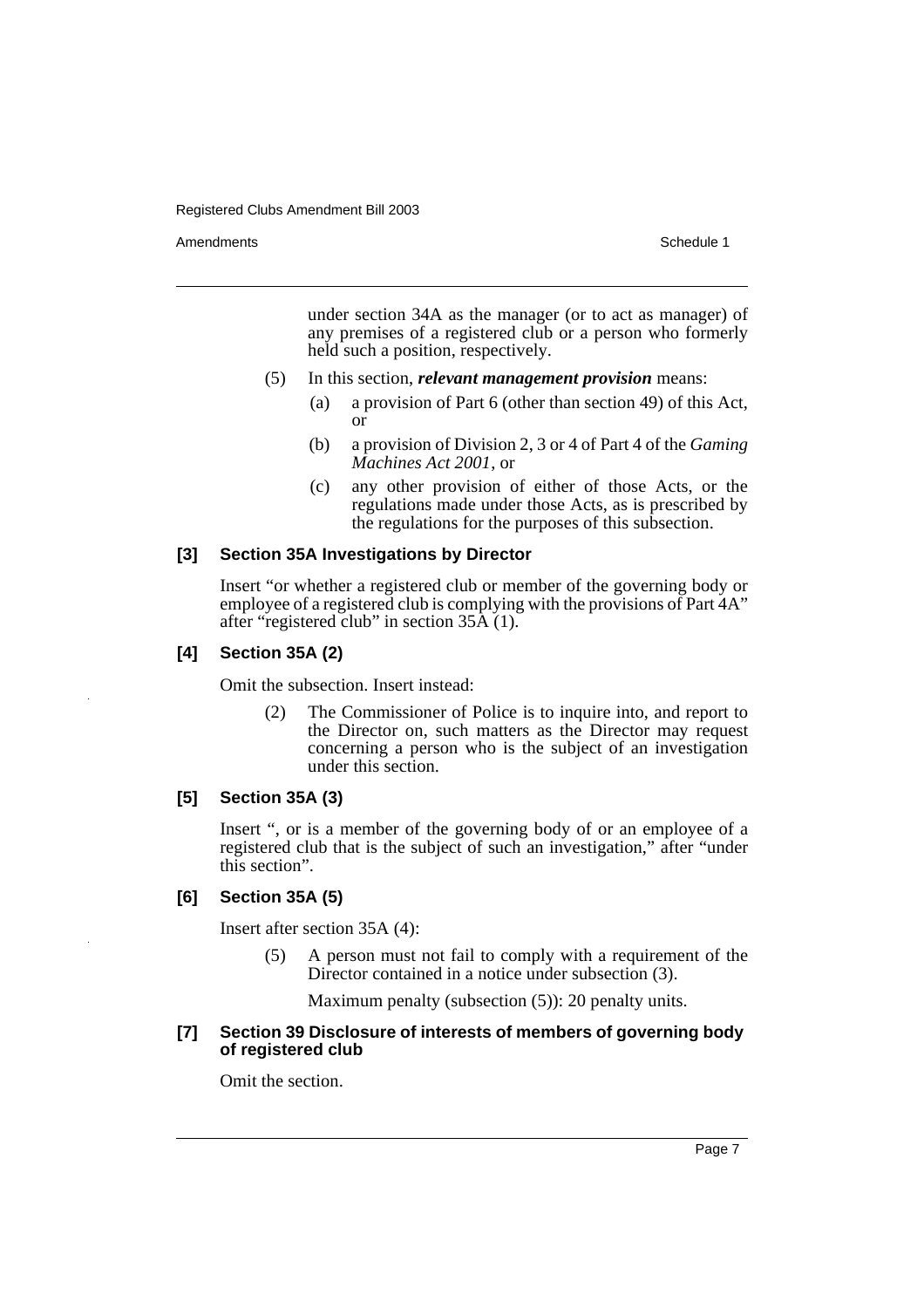under section 34A as the manager (or to act as manager) of any premises of a registered club or a person who formerly held such a position, respectively.

(5) In this section, ***relevant management provision*** means:

(a) a provision of Part 6 (other than section 49) of this Act, or

(b) a provision of Division 2, 3 or 4 of Part 4 of the *Gaming Machines Act 2001*, or

(c) any other provision of either of those Acts, or the regulations made under those Acts, as is prescribed by the regulations for the purposes of this subsection.

#### [3] Section 35A Investigations by Director

Insert "or whether a registered club or member of the governing body or employee of a registered club is complying with the provisions of Part 4A" after "registered club" in section 35A (1).

#### [4] Section 35A (2)

Omit the subsection. Insert instead:

(2) The Commissioner of Police is to inquire into, and report to the Director on, such matters as the Director may request concerning a person who is the subject of an investigation under this section.

#### [5] Section 35A (3)

Insert ", or is a member of the governing body of or an employee of a registered club that is the subject of such an investigation," after "under this section".

#### [6] Section 35A (5)

Insert after section 35A (4):

(5) A person must not fail to comply with a requirement of the Director contained in a notice under subsection (3).

Maximum penalty (subsection (5)): 20 penalty units.

#### [7] Section 39 Disclosure of interests of members of governing body of registered club

Omit the section.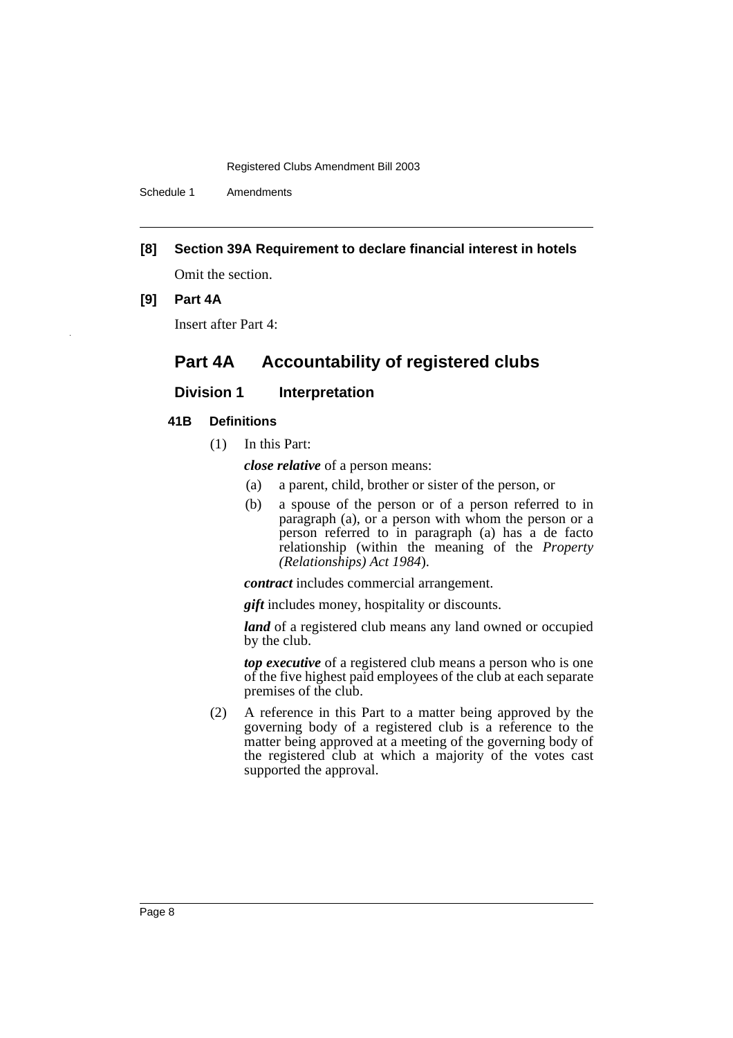**[8] Section 39A Requirement to declare financial interest in hotels**

Omit the section.

**[9] Part 4A**

Insert after Part 4:

## Part 4A Accountability of registered clubs

### Division 1 Interpretation

#### 41B Definitions

(1) In this Part:

***close relative*** of a person means:

(a) a parent, child, brother or sister of the person, or

(b) a spouse of the person or of a person referred to in paragraph (a), or a person with whom the person or a person referred to in paragraph (a) has a de facto relationship (within the meaning of the *Property (Relationships) Act 1984*).

***contract*** includes commercial arrangement.

***gift*** includes money, hospitality or discounts.

***land*** of a registered club means any land owned or occupied by the club.

***top executive*** of a registered club means a person who is one of the five highest paid employees of the club at each separate premises of the club.

(2) A reference in this Part to a matter being approved by the governing body of a registered club is a reference to the matter being approved at a meeting of the governing body of the registered club at which a majority of the votes cast supported the approval.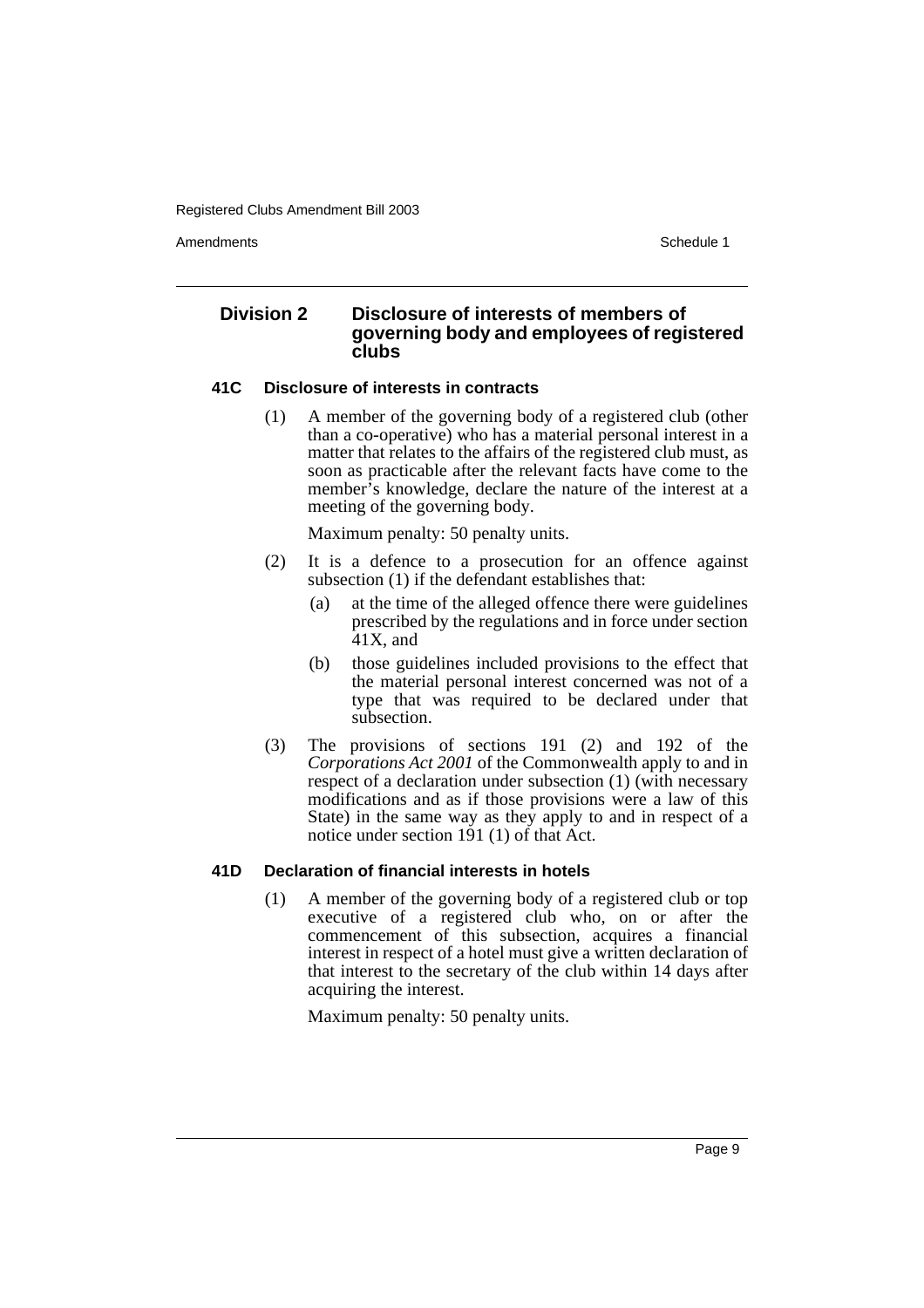## Division 2 Disclosure of interests of members of governing body and employees of registered clubs

### 41C Disclosure of interests in contracts

(1) A member of the governing body of a registered club (other than a co-operative) who has a material personal interest in a matter that relates to the affairs of the registered club must, as soon as practicable after the relevant facts have come to the member's knowledge, declare the nature of the interest at a meeting of the governing body.

Maximum penalty: 50 penalty units.

(2) It is a defence to a prosecution for an offence against subsection (1) if the defendant establishes that:

- (a) at the time of the alleged offence there were guidelines prescribed by the regulations and in force under section 41X, and
- (b) those guidelines included provisions to the effect that the material personal interest concerned was not of a type that was required to be declared under that subsection.

(3) The provisions of sections 191 (2) and 192 of the *Corporations Act 2001* of the Commonwealth apply to and in respect of a declaration under subsection (1) (with necessary modifications and as if those provisions were a law of this State) in the same way as they apply to and in respect of a notice under section 191 (1) of that Act.

### 41D Declaration of financial interests in hotels

(1) A member of the governing body of a registered club or top executive of a registered club who, on or after the commencement of this subsection, acquires a financial interest in respect of a hotel must give a written declaration of that interest to the secretary of the club within 14 days after acquiring the interest.

Maximum penalty: 50 penalty units.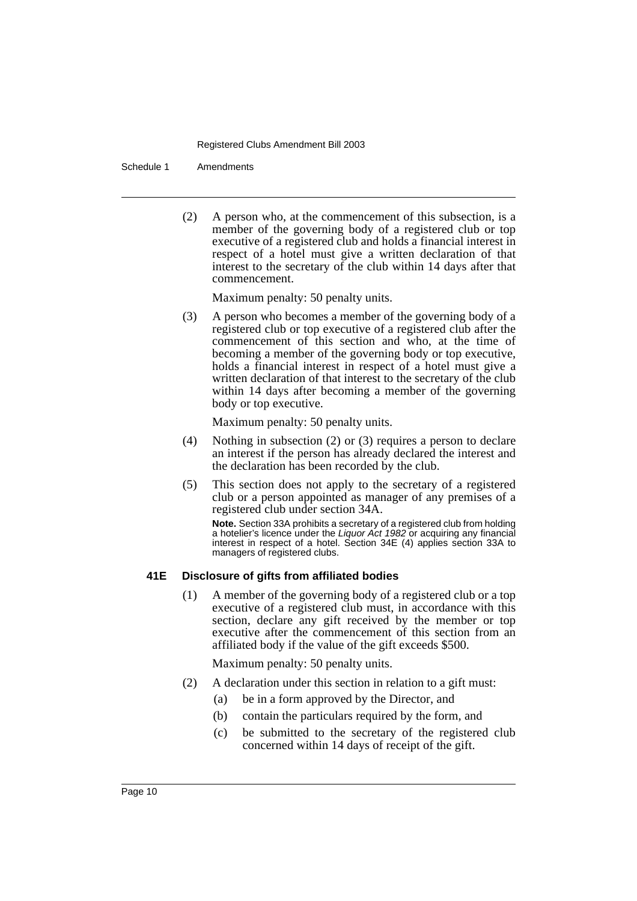(2) A person who, at the commencement of this subsection, is a member of the governing body of a registered club or top executive of a registered club and holds a financial interest in respect of a hotel must give a written declaration of that interest to the secretary of the club within 14 days after that commencement.

Maximum penalty: 50 penalty units.

(3) A person who becomes a member of the governing body of a registered club or top executive of a registered club after the commencement of this section and who, at the time of becoming a member of the governing body or top executive, holds a financial interest in respect of a hotel must give a written declaration of that interest to the secretary of the club within 14 days after becoming a member of the governing body or top executive.

Maximum penalty: 50 penalty units.

(4) Nothing in subsection (2) or (3) requires a person to declare an interest if the person has already declared the interest and the declaration has been recorded by the club.

(5) This section does not apply to the secretary of a registered club or a person appointed as manager of any premises of a registered club under section 34A.

**Note.** Section 33A prohibits a secretary of a registered club from holding a hotelier's licence under the *Liquor Act 1982* or acquiring any financial interest in respect of a hotel. Section 34E (4) applies section 33A to managers of registered clubs.

### 41E Disclosure of gifts from affiliated bodies

(1) A member of the governing body of a registered club or a top executive of a registered club must, in accordance with this section, declare any gift received by the member or top executive after the commencement of this section from an affiliated body if the value of the gift exceeds $500.

Maximum penalty: 50 penalty units.

(2) A declaration under this section in relation to a gift must:

- (a) be in a form approved by the Director, and
- (b) contain the particulars required by the form, and
- (c) be submitted to the secretary of the registered club concerned within 14 days of receipt of the gift.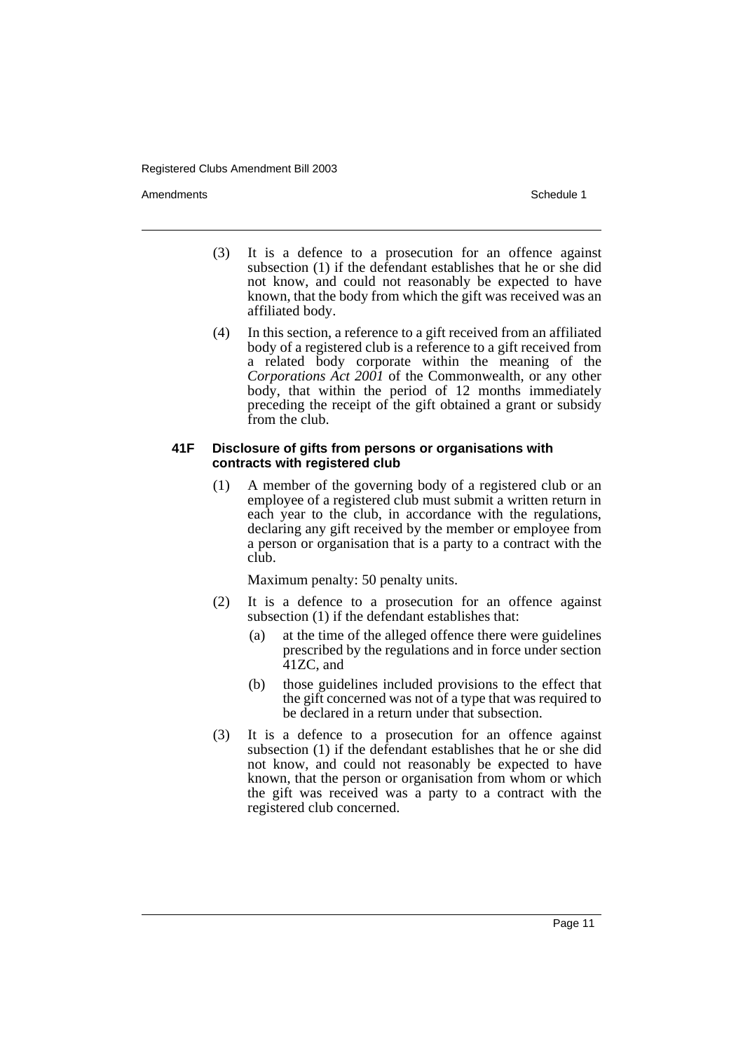(3) It is a defence to a prosecution for an offence against subsection (1) if the defendant establishes that he or she did not know, and could not reasonably be expected to have known, that the body from which the gift was received was an affiliated body.

(4) In this section, a reference to a gift received from an affiliated body of a registered club is a reference to a gift received from a related body corporate within the meaning of the *Corporations Act 2001* of the Commonwealth, or any other body, that within the period of 12 months immediately preceding the receipt of the gift obtained a grant or subsidy from the club.

#### 41F Disclosure of gifts from persons or organisations with contracts with registered club

(1) A member of the governing body of a registered club or an employee of a registered club must submit a written return in each year to the club, in accordance with the regulations, declaring any gift received by the member or employee from a person or organisation that is a party to a contract with the club.

Maximum penalty: 50 penalty units.

(2) It is a defence to a prosecution for an offence against subsection (1) if the defendant establishes that:

   (a) at the time of the alleged offence there were guidelines prescribed by the regulations and in force under section 41ZC, and

   (b) those guidelines included provisions to the effect that the gift concerned was not of a type that was required to be declared in a return under that subsection.

(3) It is a defence to a prosecution for an offence against subsection (1) if the defendant establishes that he or she did not know, and could not reasonably be expected to have known, that the person or organisation from whom or which the gift was received was a party to a contract with the registered club concerned.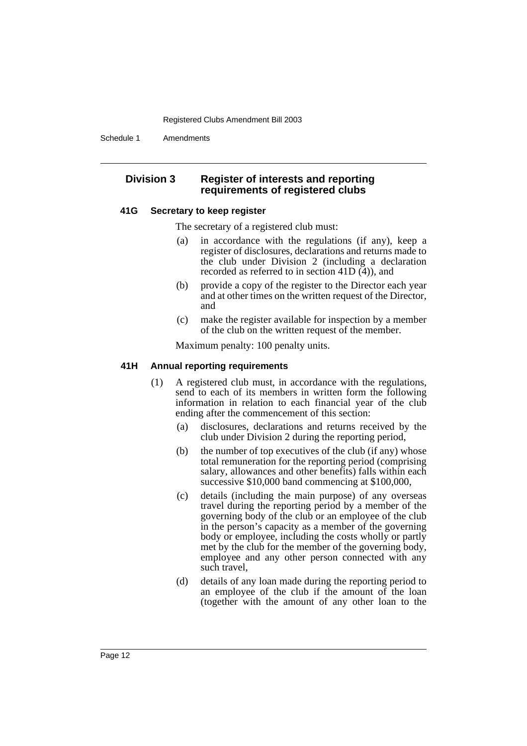## Division 3 Register of interests and reporting requirements of registered clubs

### 41G Secretary to keep register

The secretary of a registered club must:

- (a) in accordance with the regulations (if any), keep a register of disclosures, declarations and returns made to the club under Division 2 (including a declaration recorded as referred to in section 41D (4)), and
- (b) provide a copy of the register to the Director each year and at other times on the written request of the Director, and
- (c) make the register available for inspection by a member of the club on the written request of the member.

Maximum penalty: 100 penalty units.

### 41H Annual reporting requirements

(1) A registered club must, in accordance with the regulations, send to each of its members in written form the following information in relation to each financial year of the club ending after the commencement of this section:

- (a) disclosures, declarations and returns received by the club under Division 2 during the reporting period,
- (b) the number of top executives of the club (if any) whose total remuneration for the reporting period (comprising salary, allowances and other benefits) falls within each successive $10,000 band commencing at $100,000,
- (c) details (including the main purpose) of any overseas travel during the reporting period by a member of the governing body of the club or an employee of the club in the person's capacity as a member of the governing body or employee, including the costs wholly or partly met by the club for the member of the governing body, employee and any other person connected with any such travel,
- (d) details of any loan made during the reporting period to an employee of the club if the amount of the loan (together with the amount of any other loan to the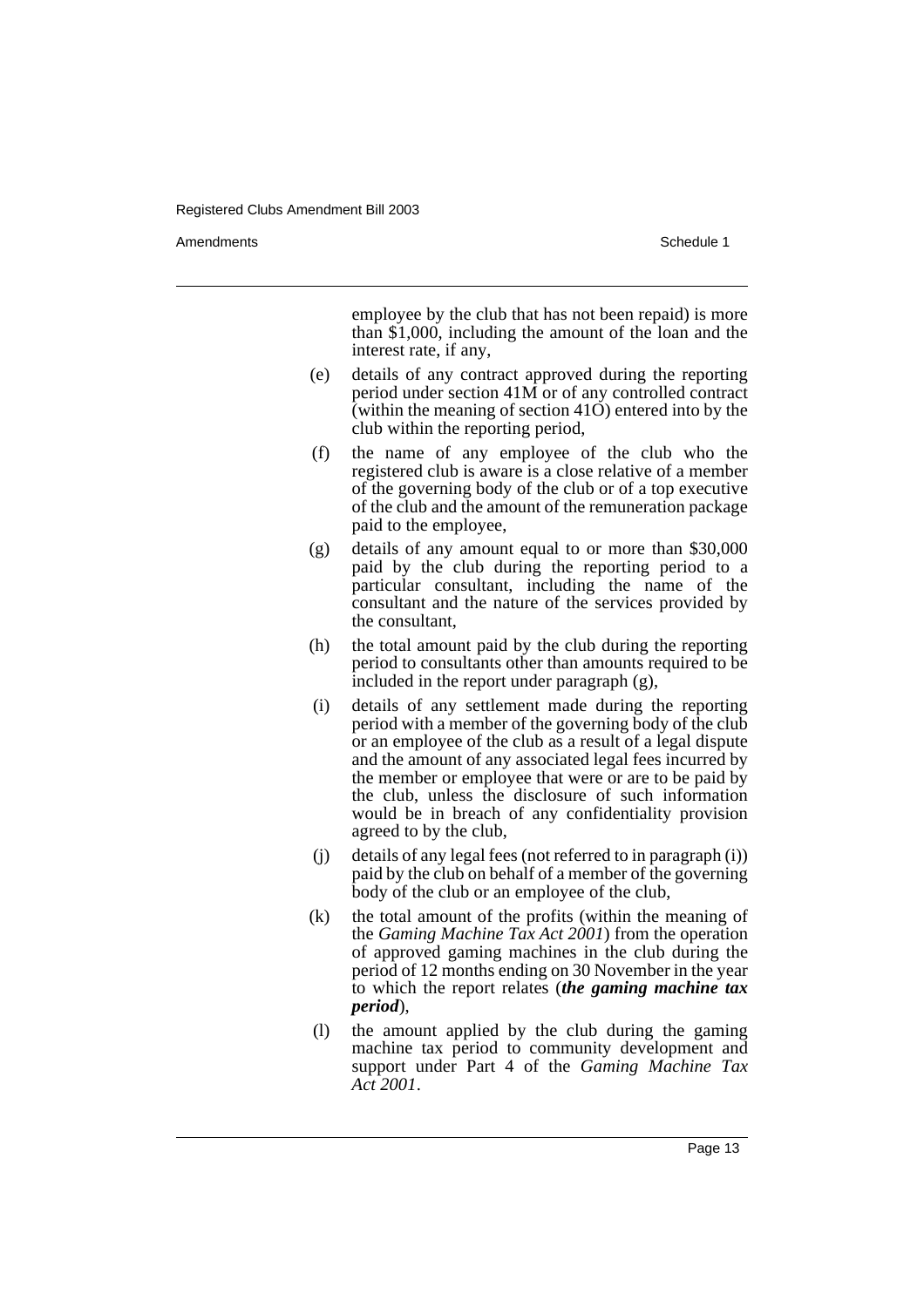employee by the club that has not been repaid) is more than $1,000, including the amount of the loan and the interest rate, if any,

(e) details of any contract approved during the reporting period under section 41M or of any controlled contract (within the meaning of section 41O) entered into by the club within the reporting period,

(f) the name of any employee of the club who the registered club is aware is a close relative of a member of the governing body of the club or of a top executive of the club and the amount of the remuneration package paid to the employee,

(g) details of any amount equal to or more than $30,000 paid by the club during the reporting period to a particular consultant, including the name of the consultant and the nature of the services provided by the consultant,

(h) the total amount paid by the club during the reporting period to consultants other than amounts required to be included in the report under paragraph (g),

(i) details of any settlement made during the reporting period with a member of the governing body of the club or an employee of the club as a result of a legal dispute and the amount of any associated legal fees incurred by the member or employee that were or are to be paid by the club, unless the disclosure of such information would be in breach of any confidentiality provision agreed to by the club,

(j) details of any legal fees (not referred to in paragraph (i)) paid by the club on behalf of a member of the governing body of the club or an employee of the club,

(k) the total amount of the profits (within the meaning of the *Gaming Machine Tax Act 2001*) from the operation of approved gaming machines in the club during the period of 12 months ending on 30 November in the year to which the report relates (***the gaming machine tax period***),

(l) the amount applied by the club during the gaming machine tax period to community development and support under Part 4 of the *Gaming Machine Tax Act 2001*.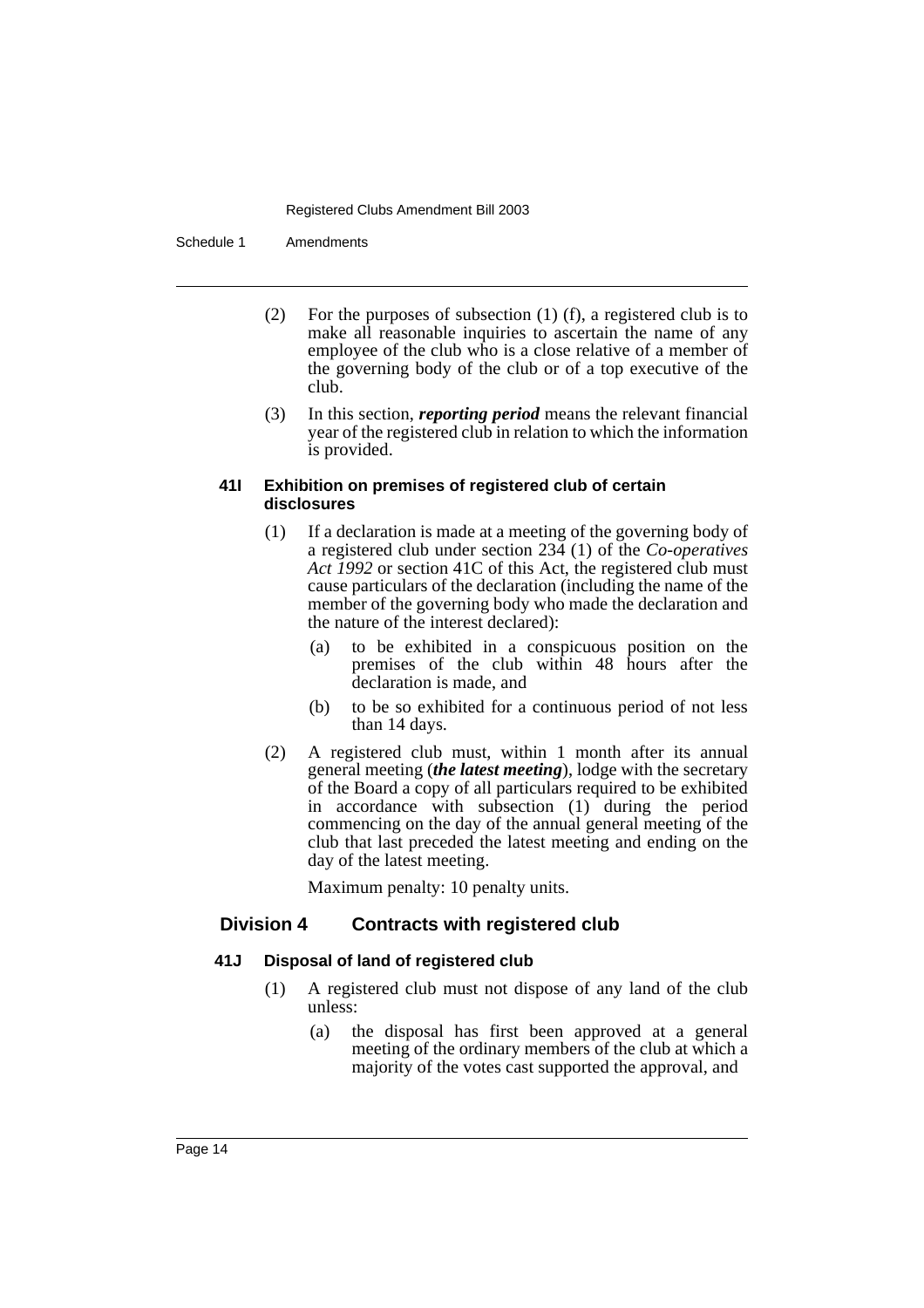(2) For the purposes of subsection (1) (f), a registered club is to make all reasonable inquiries to ascertain the name of any employee of the club who is a close relative of a member of the governing body of the club or of a top executive of the club.

(3) In this section, ***reporting period*** means the relevant financial year of the registered club in relation to which the information is provided.

#### 41I Exhibition on premises of registered club of certain disclosures

(1) If a declaration is made at a meeting of the governing body of a registered club under section 234 (1) of the *Co-operatives Act 1992* or section 41C of this Act, the registered club must cause particulars of the declaration (including the name of the member of the governing body who made the declaration and the nature of the interest declared):

- (a) to be exhibited in a conspicuous position on the premises of the club within 48 hours after the declaration is made, and
- (b) to be so exhibited for a continuous period of not less than 14 days.

(2) A registered club must, within 1 month after its annual general meeting (***the latest meeting***), lodge with the secretary of the Board a copy of all particulars required to be exhibited in accordance with subsection (1) during the period commencing on the day of the annual general meeting of the club that last preceded the latest meeting and ending on the day of the latest meeting.

Maximum penalty: 10 penalty units.

### Division 4 Contracts with registered club

#### 41J Disposal of land of registered club

(1) A registered club must not dispose of any land of the club unless:

- (a) the disposal has first been approved at a general meeting of the ordinary members of the club at which a majority of the votes cast supported the approval, and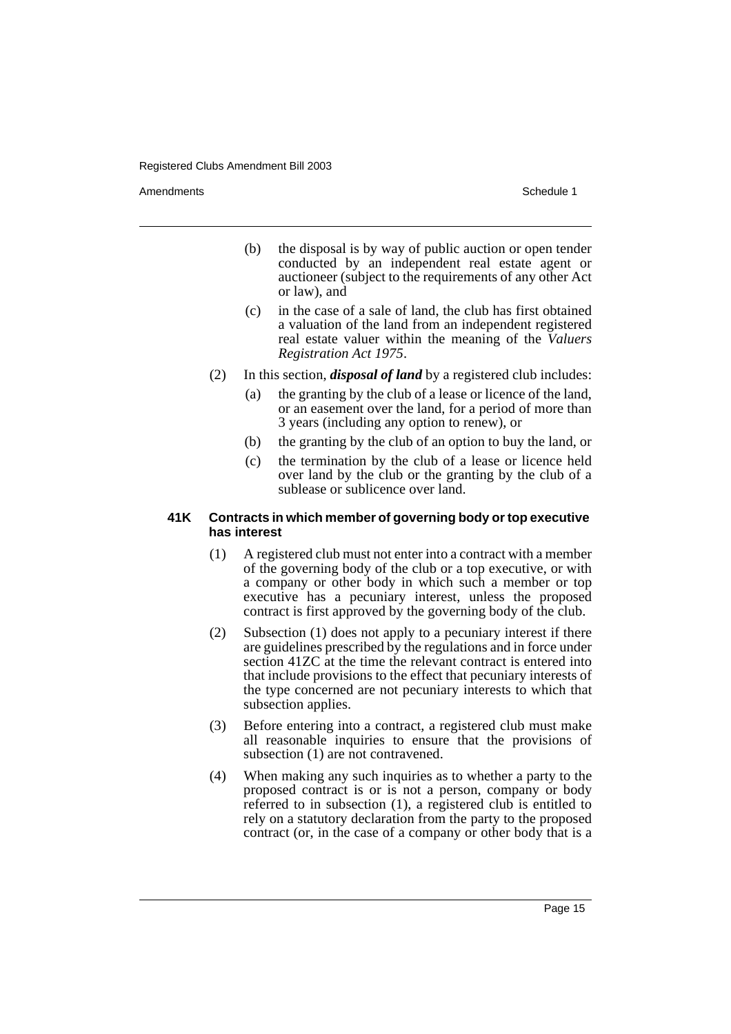(b) the disposal is by way of public auction or open tender conducted by an independent real estate agent or auctioneer (subject to the requirements of any other Act or law), and

(c) in the case of a sale of land, the club has first obtained a valuation of the land from an independent registered real estate valuer within the meaning of the *Valuers Registration Act 1975*.

(2) In this section, ***disposal of land*** by a registered club includes:

(a) the granting by the club of a lease or licence of the land, or an easement over the land, for a period of more than 3 years (including any option to renew), or

(b) the granting by the club of an option to buy the land, or

(c) the termination by the club of a lease or licence held over land by the club or the granting by the club of a sublease or sublicence over land.

#### 41K Contracts in which member of governing body or top executive has interest

(1) A registered club must not enter into a contract with a member of the governing body of the club or a top executive, or with a company or other body in which such a member or top executive has a pecuniary interest, unless the proposed contract is first approved by the governing body of the club.

(2) Subsection (1) does not apply to a pecuniary interest if there are guidelines prescribed by the regulations and in force under section 41ZC at the time the relevant contract is entered into that include provisions to the effect that pecuniary interests of the type concerned are not pecuniary interests to which that subsection applies.

(3) Before entering into a contract, a registered club must make all reasonable inquiries to ensure that the provisions of subsection (1) are not contravened.

(4) When making any such inquiries as to whether a party to the proposed contract is or is not a person, company or body referred to in subsection (1), a registered club is entitled to rely on a statutory declaration from the party to the proposed contract (or, in the case of a company or other body that is a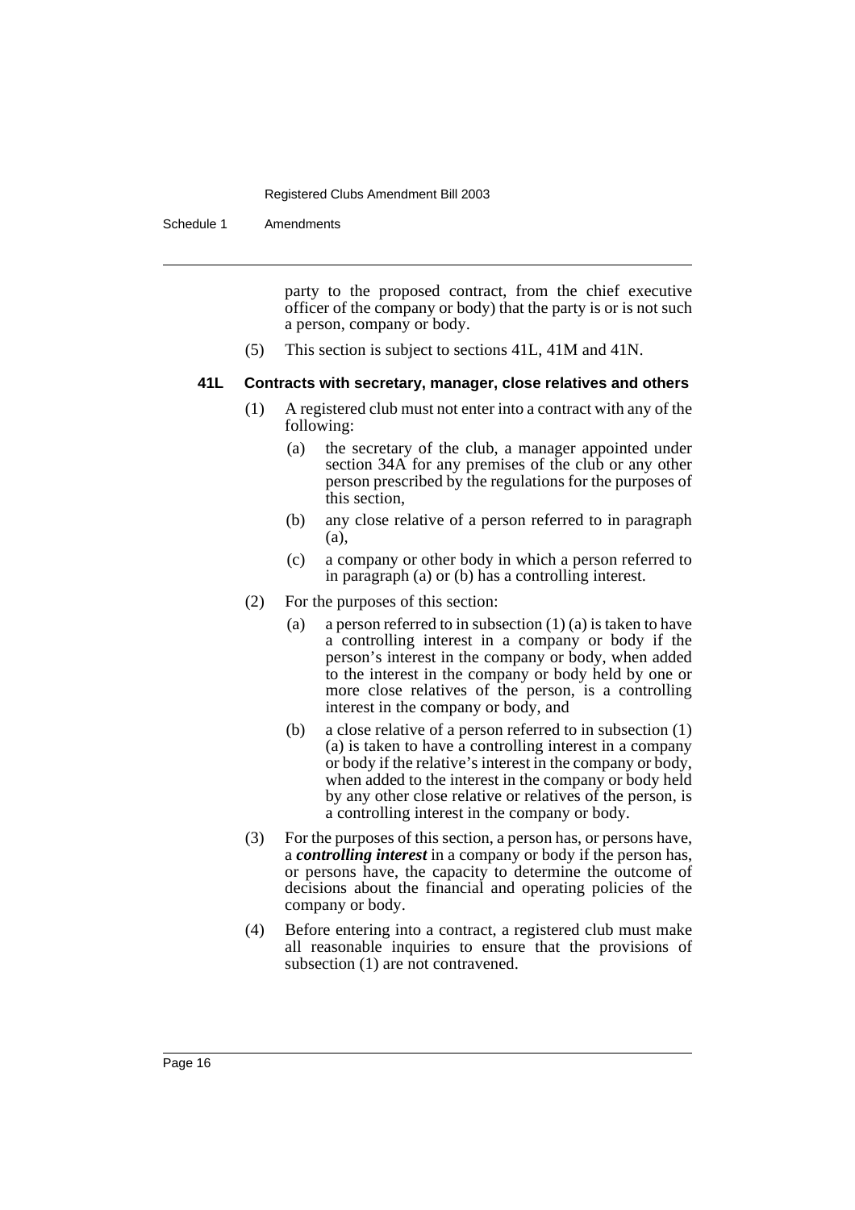party to the proposed contract, from the chief executive officer of the company or body) that the party is or is not such a person, company or body.

(5) This section is subject to sections 41L, 41M and 41N.

### 41L Contracts with secretary, manager, close relatives and others

(1) A registered club must not enter into a contract with any of the following:

(a) the secretary of the club, a manager appointed under section 34A for any premises of the club or any other person prescribed by the regulations for the purposes of this section,

(b) any close relative of a person referred to in paragraph (a),

(c) a company or other body in which a person referred to in paragraph (a) or (b) has a controlling interest.

(2) For the purposes of this section:

(a) a person referred to in subsection (1) (a) is taken to have a controlling interest in a company or body if the person's interest in the company or body, when added to the interest in the company or body held by one or more close relatives of the person, is a controlling interest in the company or body, and

(b) a close relative of a person referred to in subsection (1) (a) is taken to have a controlling interest in a company or body if the relative's interest in the company or body, when added to the interest in the company or body held by any other close relative or relatives of the person, is a controlling interest in the company or body.

(3) For the purposes of this section, a person has, or persons have, a ***controlling interest*** in a company or body if the person has, or persons have, the capacity to determine the outcome of decisions about the financial and operating policies of the company or body.

(4) Before entering into a contract, a registered club must make all reasonable inquiries to ensure that the provisions of subsection (1) are not contravened.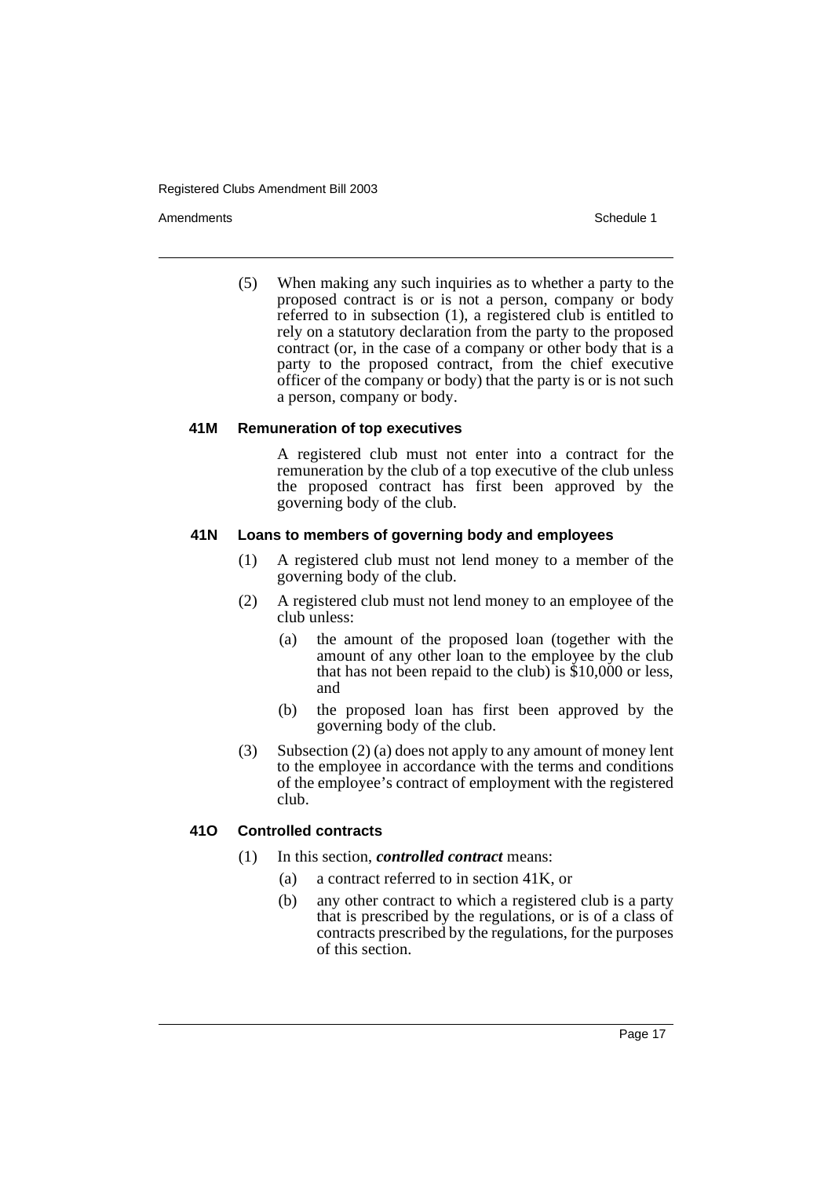(5) When making any such inquiries as to whether a party to the proposed contract is or is not a person, company or body referred to in subsection (1), a registered club is entitled to rely on a statutory declaration from the party to the proposed contract (or, in the case of a company or other body that is a party to the proposed contract, from the chief executive officer of the company or body) that the party is or is not such a person, company or body.

### 41M Remuneration of top executives

A registered club must not enter into a contract for the remuneration by the club of a top executive of the club unless the proposed contract has first been approved by the governing body of the club.

### 41N Loans to members of governing body and employees

(1) A registered club must not lend money to a member of the governing body of the club.

(2) A registered club must not lend money to an employee of the club unless:

- (a) the amount of the proposed loan (together with the amount of any other loan to the employee by the club that has not been repaid to the club) is $10,000 or less, and
- (b) the proposed loan has first been approved by the governing body of the club.

(3) Subsection (2) (a) does not apply to any amount of money lent to the employee in accordance with the terms and conditions of the employee's contract of employment with the registered club.

### 41O Controlled contracts

(1) In this section, ***controlled contract*** means:

- (a) a contract referred to in section 41K, or
- (b) any other contract to which a registered club is a party that is prescribed by the regulations, or is of a class of contracts prescribed by the regulations, for the purposes of this section.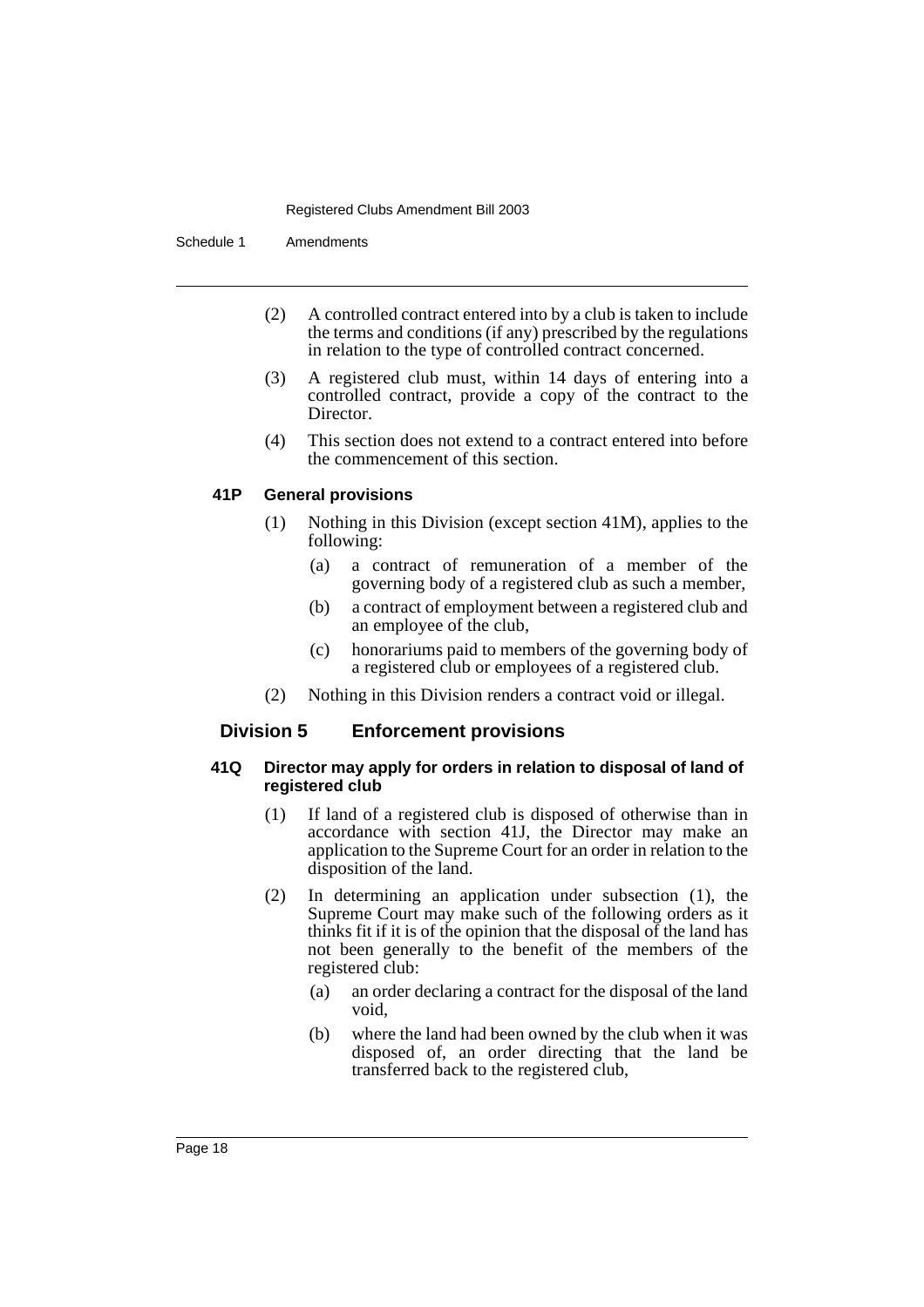(2) A controlled contract entered into by a club is taken to include the terms and conditions (if any) prescribed by the regulations in relation to the type of controlled contract concerned.

(3) A registered club must, within 14 days of entering into a controlled contract, provide a copy of the contract to the Director.

(4) This section does not extend to a contract entered into before the commencement of this section.

#### 41P General provisions

(1) Nothing in this Division (except section 41M), applies to the following:

- (a) a contract of remuneration of a member of the governing body of a registered club as such a member,
- (b) a contract of employment between a registered club and an employee of the club,
- (c) honorariums paid to members of the governing body of a registered club or employees of a registered club.

(2) Nothing in this Division renders a contract void or illegal.

### Division 5 Enforcement provisions

#### 41Q Director may apply for orders in relation to disposal of land of registered club

(1) If land of a registered club is disposed of otherwise than in accordance with section 41J, the Director may make an application to the Supreme Court for an order in relation to the disposition of the land.

(2) In determining an application under subsection (1), the Supreme Court may make such of the following orders as it thinks fit if it is of the opinion that the disposal of the land has not been generally to the benefit of the members of the registered club:

- (a) an order declaring a contract for the disposal of the land void,
- (b) where the land had been owned by the club when it was disposed of, an order directing that the land be transferred back to the registered club,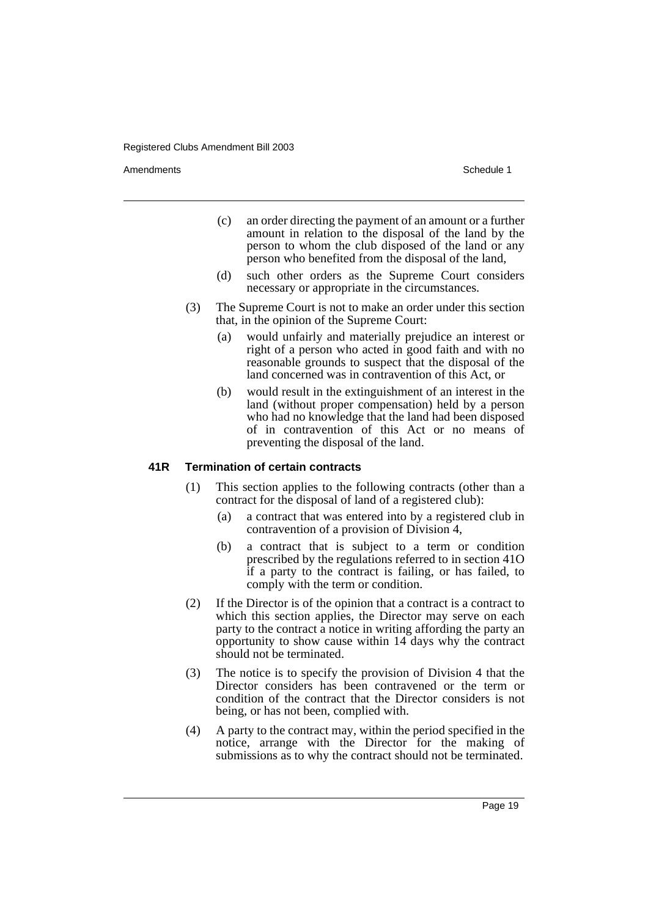(c) an order directing the payment of an amount or a further amount in relation to the disposal of the land by the person to whom the club disposed of the land or any person who benefited from the disposal of the land,

(d) such other orders as the Supreme Court considers necessary or appropriate in the circumstances.

(3) The Supreme Court is not to make an order under this section that, in the opinion of the Supreme Court:

(a) would unfairly and materially prejudice an interest or right of a person who acted in good faith and with no reasonable grounds to suspect that the disposal of the land concerned was in contravention of this Act, or

(b) would result in the extinguishment of an interest in the land (without proper compensation) held by a person who had no knowledge that the land had been disposed of in contravention of this Act or no means of preventing the disposal of the land.

**41R Termination of certain contracts**

(1) This section applies to the following contracts (other than a contract for the disposal of land of a registered club):

(a) a contract that was entered into by a registered club in contravention of a provision of Division 4,

(b) a contract that is subject to a term or condition prescribed by the regulations referred to in section 41O if a party to the contract is failing, or has failed, to comply with the term or condition.

(2) If the Director is of the opinion that a contract is a contract to which this section applies, the Director may serve on each party to the contract a notice in writing affording the party an opportunity to show cause within 14 days why the contract should not be terminated.

(3) The notice is to specify the provision of Division 4 that the Director considers has been contravened or the term or condition of the contract that the Director considers is not being, or has not been, complied with.

(4) A party to the contract may, within the period specified in the notice, arrange with the Director for the making of submissions as to why the contract should not be terminated.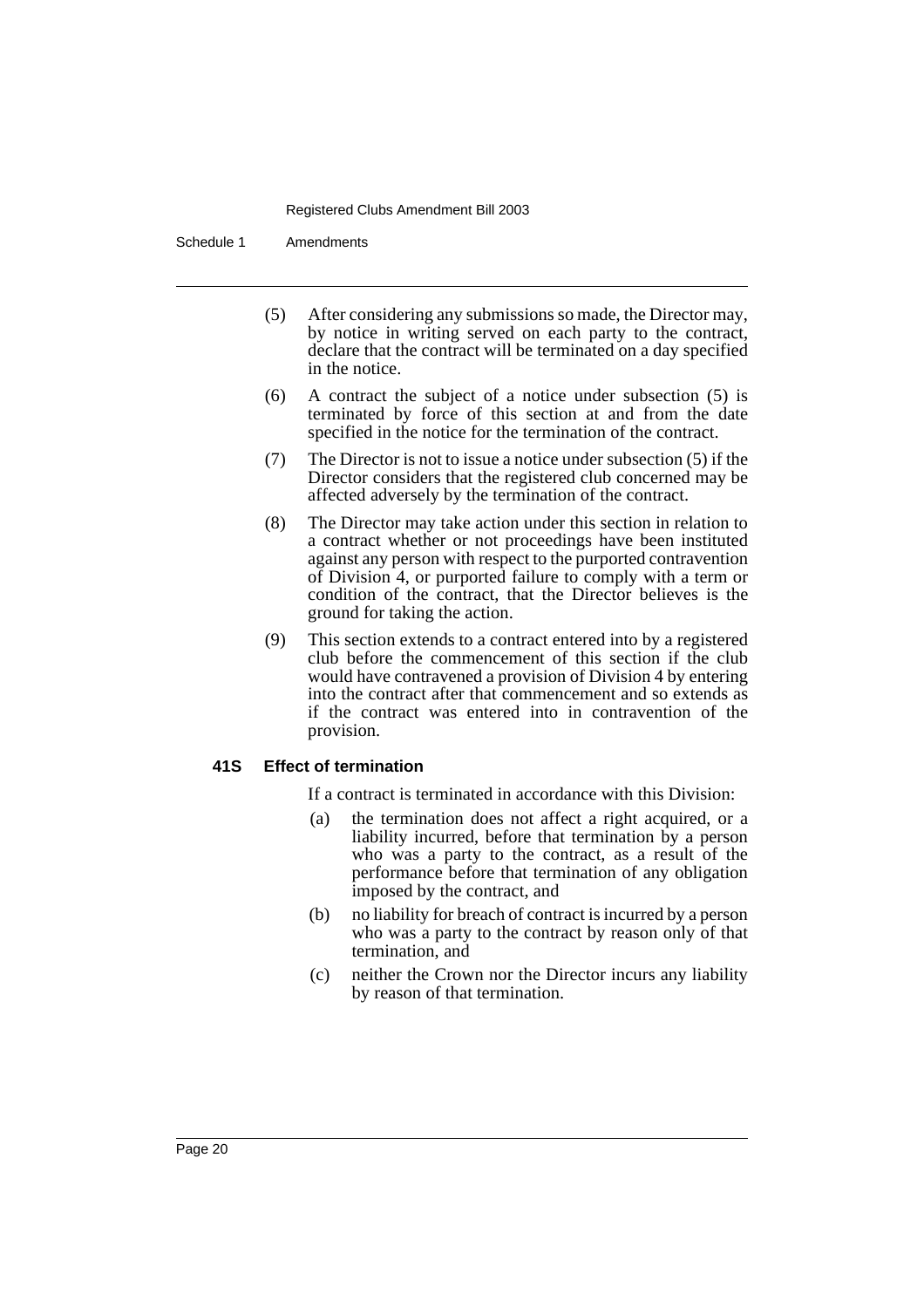(5) After considering any submissions so made, the Director may, by notice in writing served on each party to the contract, declare that the contract will be terminated on a day specified in the notice.

(6) A contract the subject of a notice under subsection (5) is terminated by force of this section at and from the date specified in the notice for the termination of the contract.

(7) The Director is not to issue a notice under subsection (5) if the Director considers that the registered club concerned may be affected adversely by the termination of the contract.

(8) The Director may take action under this section in relation to a contract whether or not proceedings have been instituted against any person with respect to the purported contravention of Division 4, or purported failure to comply with a term or condition of the contract, that the Director believes is the ground for taking the action.

(9) This section extends to a contract entered into by a registered club before the commencement of this section if the club would have contravened a provision of Division 4 by entering into the contract after that commencement and so extends as if the contract was entered into in contravention of the provision.

**41S Effect of termination**

If a contract is terminated in accordance with this Division:

(a) the termination does not affect a right acquired, or a liability incurred, before that termination by a person who was a party to the contract, as a result of the performance before that termination of any obligation imposed by the contract, and

(b) no liability for breach of contract is incurred by a person who was a party to the contract by reason only of that termination, and

(c) neither the Crown nor the Director incurs any liability by reason of that termination.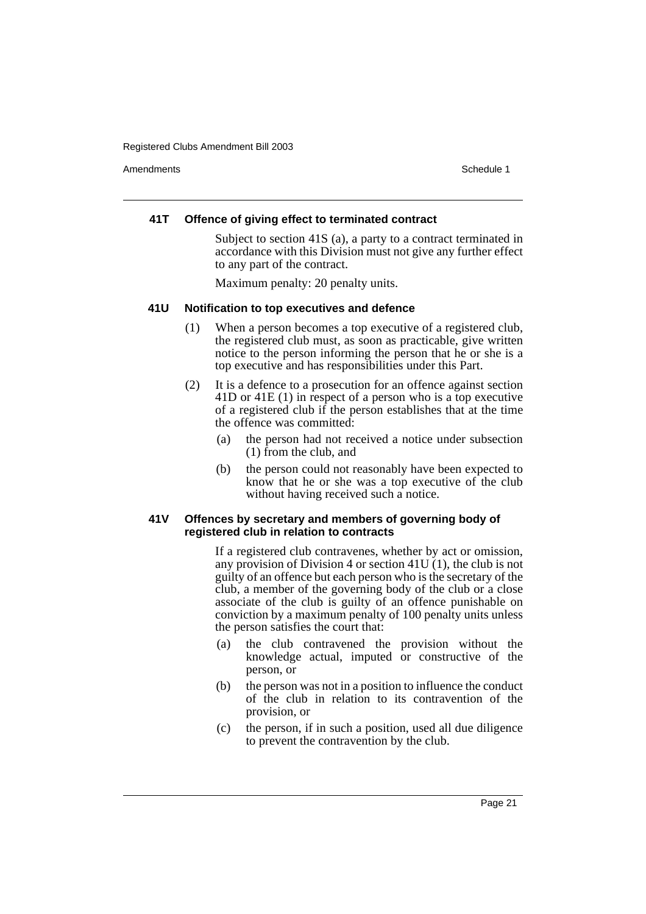#### 41T Offence of giving effect to terminated contract

Subject to section 41S (a), a party to a contract terminated in accordance with this Division must not give any further effect to any part of the contract.

Maximum penalty: 20 penalty units.

#### 41U Notification to top executives and defence

(1) When a person becomes a top executive of a registered club, the registered club must, as soon as practicable, give written notice to the person informing the person that he or she is a top executive and has responsibilities under this Part.

(2) It is a defence to a prosecution for an offence against section 41D or 41E (1) in respect of a person who is a top executive of a registered club if the person establishes that at the time the offence was committed:

- (a) the person had not received a notice under subsection (1) from the club, and
- (b) the person could not reasonably have been expected to know that he or she was a top executive of the club without having received such a notice.

#### 41V Offences by secretary and members of governing body of registered club in relation to contracts

If a registered club contravenes, whether by act or omission, any provision of Division 4 or section 41U (1), the club is not guilty of an offence but each person who is the secretary of the club, a member of the governing body of the club or a close associate of the club is guilty of an offence punishable on conviction by a maximum penalty of 100 penalty units unless the person satisfies the court that:

- (a) the club contravened the provision without the knowledge actual, imputed or constructive of the person, or
- (b) the person was not in a position to influence the conduct of the club in relation to its contravention of the provision, or
- (c) the person, if in such a position, used all due diligence to prevent the contravention by the club.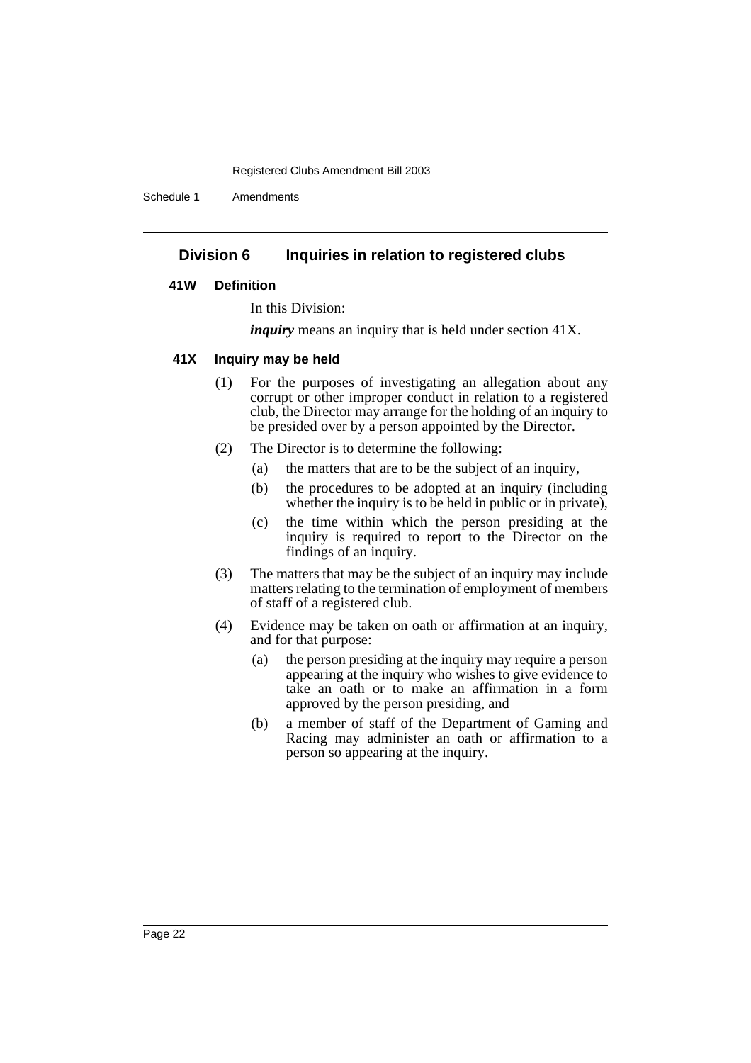## Division 6 Inquiries in relation to registered clubs

### 41W Definition

In this Division:

***inquiry*** means an inquiry that is held under section 41X.

### 41X Inquiry may be held

(1) For the purposes of investigating an allegation about any corrupt or other improper conduct in relation to a registered club, the Director may arrange for the holding of an inquiry to be presided over by a person appointed by the Director.

(2) The Director is to determine the following:

- (a) the matters that are to be the subject of an inquiry,
- (b) the procedures to be adopted at an inquiry (including whether the inquiry is to be held in public or in private),
- (c) the time within which the person presiding at the inquiry is required to report to the Director on the findings of an inquiry.

(3) The matters that may be the subject of an inquiry may include matters relating to the termination of employment of members of staff of a registered club.

(4) Evidence may be taken on oath or affirmation at an inquiry, and for that purpose:

- (a) the person presiding at the inquiry may require a person appearing at the inquiry who wishes to give evidence to take an oath or to make an affirmation in a form approved by the person presiding, and
- (b) a member of staff of the Department of Gaming and Racing may administer an oath or affirmation to a person so appearing at the inquiry.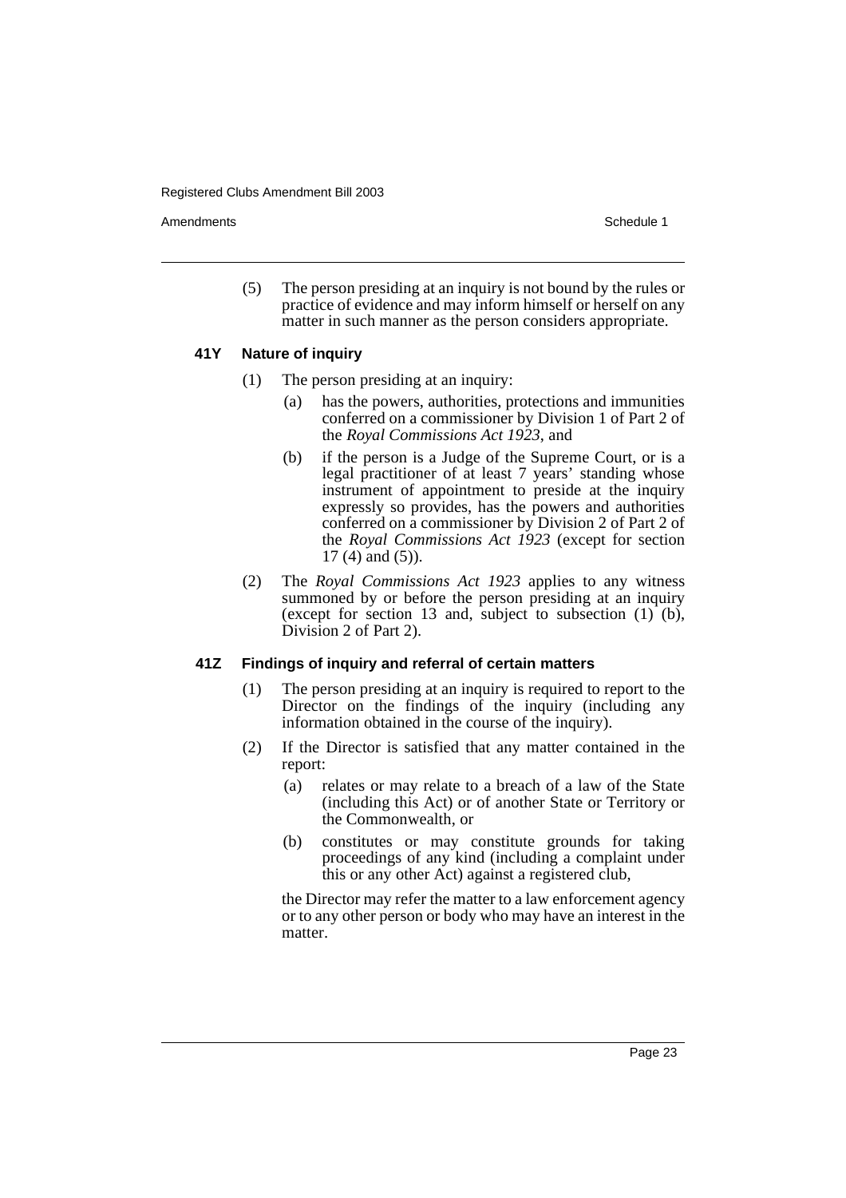(5) The person presiding at an inquiry is not bound by the rules or practice of evidence and may inform himself or herself on any matter in such manner as the person considers appropriate.

### 41Y Nature of inquiry

(1) The person presiding at an inquiry:

- (a) has the powers, authorities, protections and immunities conferred on a commissioner by Division 1 of Part 2 of the *Royal Commissions Act 1923*, and
- (b) if the person is a Judge of the Supreme Court, or is a legal practitioner of at least 7 years' standing whose instrument of appointment to preside at the inquiry expressly so provides, has the powers and authorities conferred on a commissioner by Division 2 of Part 2 of the *Royal Commissions Act 1923* (except for section 17 (4) and (5)).

(2) The *Royal Commissions Act 1923* applies to any witness summoned by or before the person presiding at an inquiry (except for section 13 and, subject to subsection (1) (b), Division 2 of Part 2).

### 41Z Findings of inquiry and referral of certain matters

(1) The person presiding at an inquiry is required to report to the Director on the findings of the inquiry (including any information obtained in the course of the inquiry).

(2) If the Director is satisfied that any matter contained in the report:

- (a) relates or may relate to a breach of a law of the State (including this Act) or of another State or Territory or the Commonwealth, or
- (b) constitutes or may constitute grounds for taking proceedings of any kind (including a complaint under this or any other Act) against a registered club,

the Director may refer the matter to a law enforcement agency or to any other person or body who may have an interest in the matter.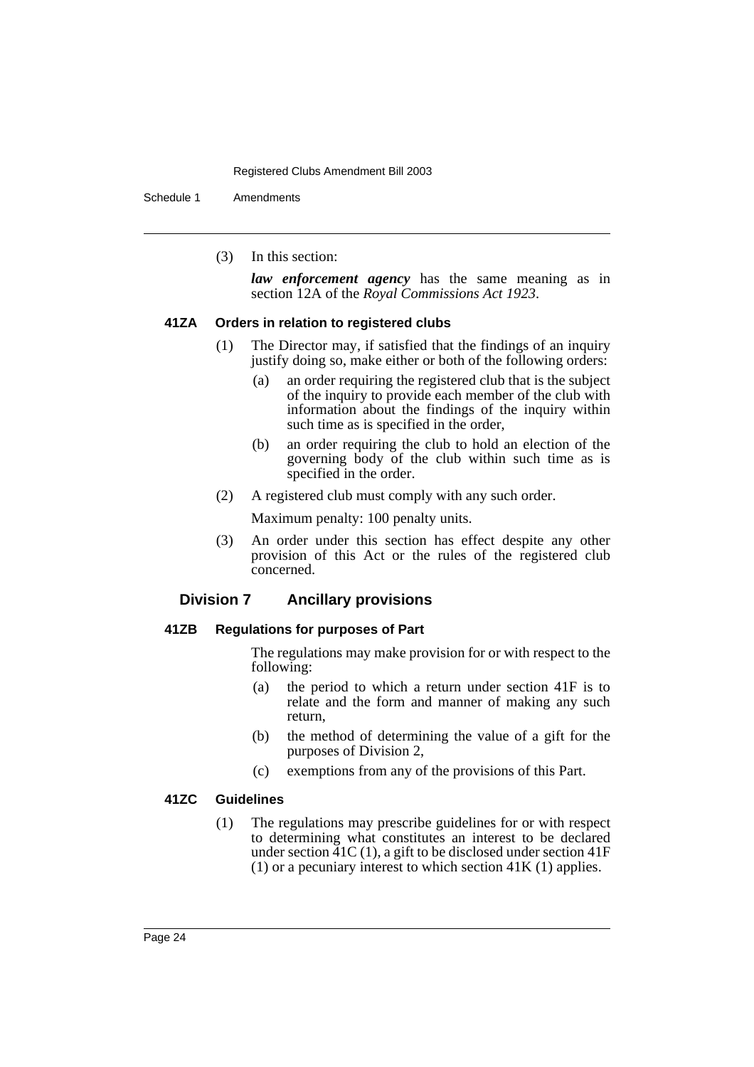(3) In this section:

***law enforcement agency*** has the same meaning as in section 12A of the *Royal Commissions Act 1923*.

#### 41ZA Orders in relation to registered clubs

(1) The Director may, if satisfied that the findings of an inquiry justify doing so, make either or both of the following orders:

- (a) an order requiring the registered club that is the subject of the inquiry to provide each member of the club with information about the findings of the inquiry within such time as is specified in the order,
- (b) an order requiring the club to hold an election of the governing body of the club within such time as is specified in the order.

(2) A registered club must comply with any such order.

Maximum penalty: 100 penalty units.

(3) An order under this section has effect despite any other provision of this Act or the rules of the registered club concerned.

### Division 7 Ancillary provisions

#### 41ZB Regulations for purposes of Part

The regulations may make provision for or with respect to the following:

- (a) the period to which a return under section 41F is to relate and the form and manner of making any such return,
- (b) the method of determining the value of a gift for the purposes of Division 2,
- (c) exemptions from any of the provisions of this Part.

#### 41ZC Guidelines

(1) The regulations may prescribe guidelines for or with respect to determining what constitutes an interest to be declared under section 41C (1), a gift to be disclosed under section 41F (1) or a pecuniary interest to which section 41K (1) applies.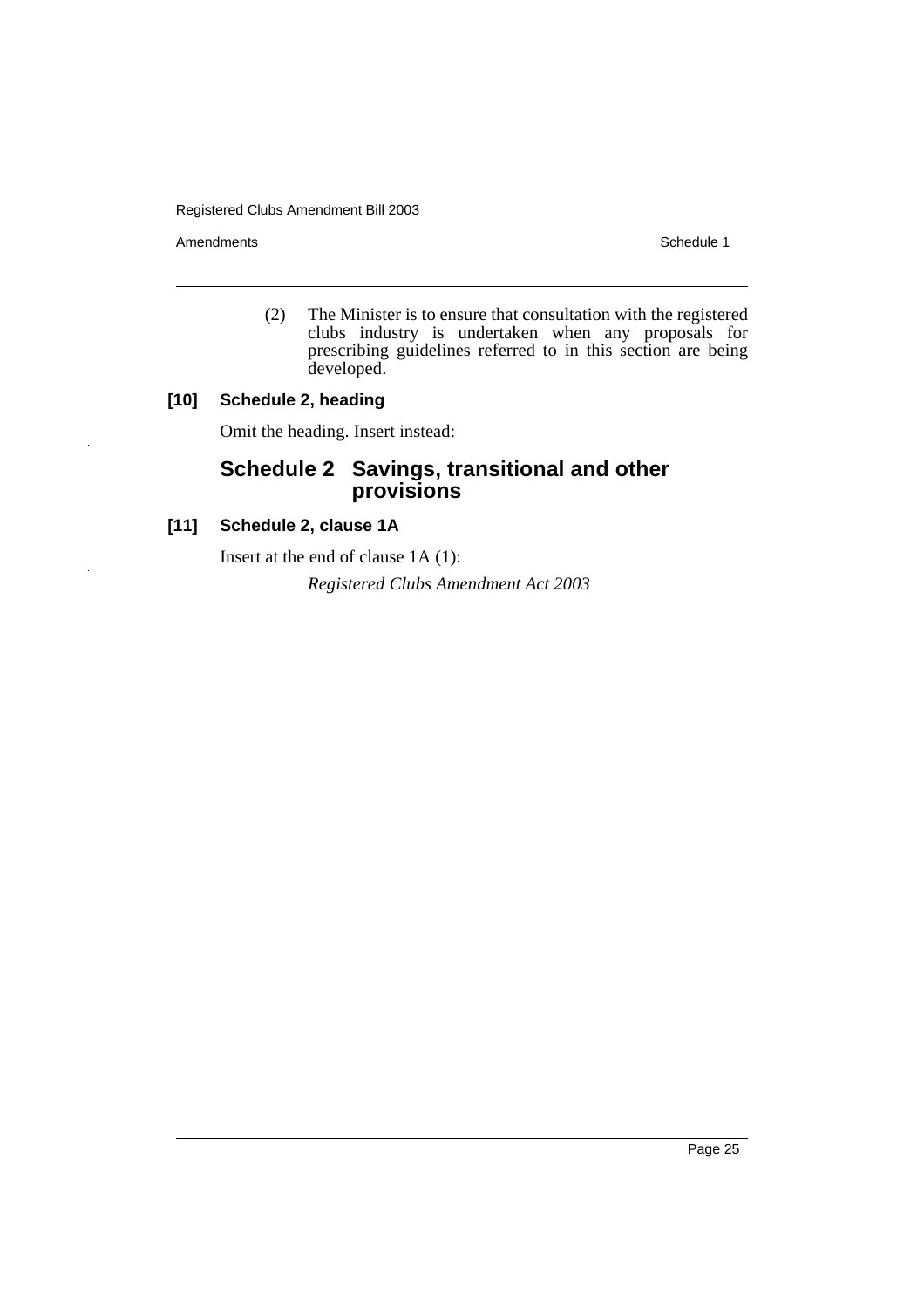(2) The Minister is to ensure that consultation with the registered clubs industry is undertaken when any proposals for prescribing guidelines referred to in this section are being developed.

### [10] Schedule 2, heading

Omit the heading. Insert instead:

## Schedule 2 Savings, transitional and other provisions

### [11] Schedule 2, clause 1A

Insert at the end of clause 1A (1):

*Registered Clubs Amendment Act 2003*